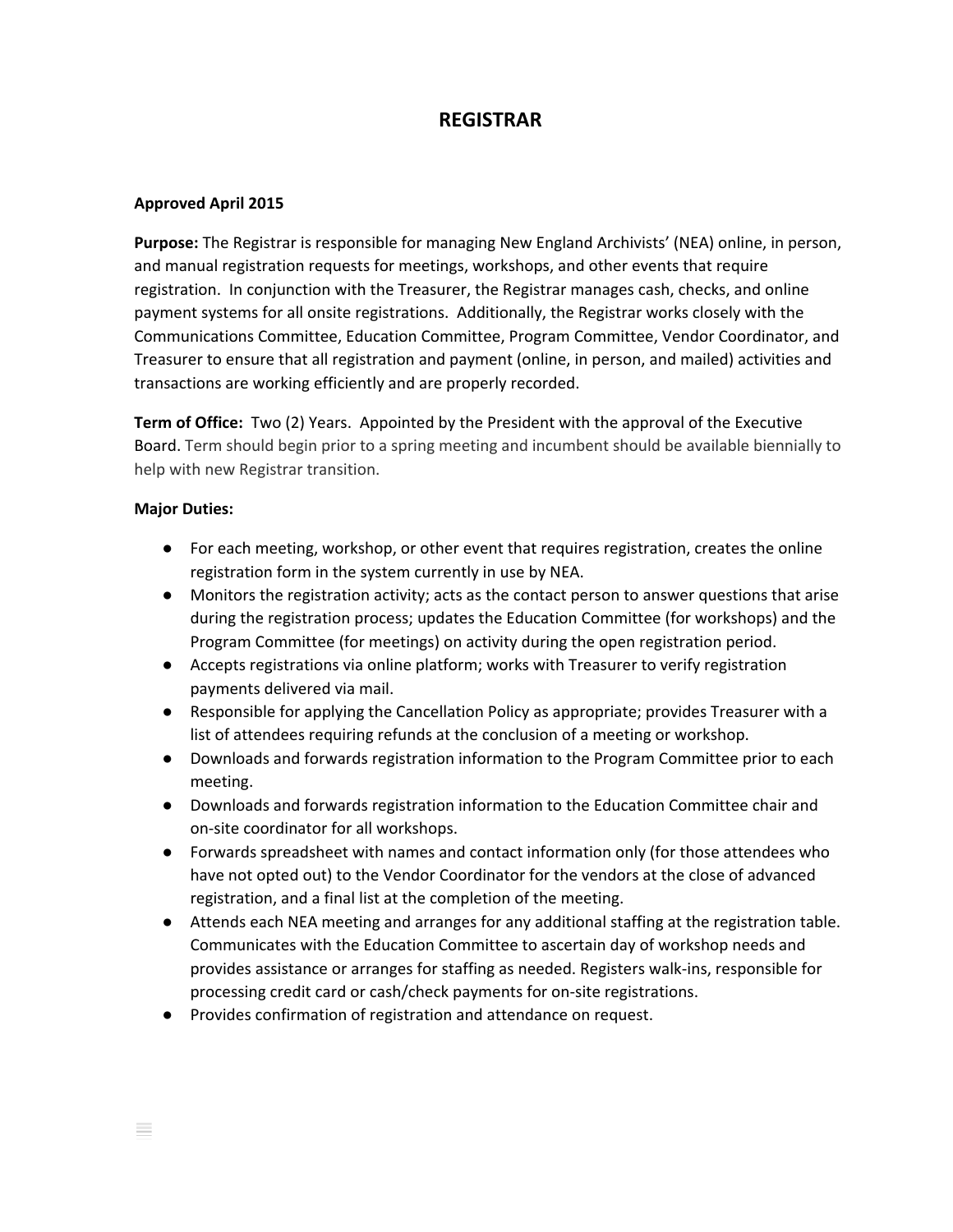# REGISTRAR

**Approved April 2015**

**Purpose:** The Registrar is responsible for managing New England Archivists' (NEA) online, in person, and manual registration requests for meetings, workshops, and other events that require registration. In conjunction with the Treasurer, the Registrar manages cash, checks, and online payment systems for all onsite registrations. Additionally, the Registrar works closely with the Communications Committee, Education Committee, Program Committee, Vendor Coordinator, and Treasurer to ensure that all registration and payment (online, in person, and mailed) activities and transactions are working efficiently and are properly recorded.

**Term of Office:** Two (2) Years. Appointed by the President with the approval of the Executive Board. Term should begin prior to a spring meeting and incumbent should be available biennially to help with new Registrar transition.

**Major Duties:**

- For each meeting, workshop, or other event that requires registration, creates the online registration form in the system currently in use by NEA.
- Monitors the registration activity; acts as the contact person to answer questions that arise during the registration process; updates the Education Committee (for workshops) and the Program Committee (for meetings) on activity during the open registration period.
- Accepts registrations via online platform; works with Treasurer to verify registration payments delivered via mail.
- Responsible for applying the Cancellation Policy as appropriate; provides Treasurer with a list of attendees requiring refunds at the conclusion of a meeting or workshop.
- Downloads and forwards registration information to the Program Committee prior to each meeting.
- Downloads and forwards registration information to the Education Committee chair and on-site coordinator for all workshops.
- Forwards spreadsheet with names and contact information only (for those attendees who have not opted out) to the Vendor Coordinator for the vendors at the close of advanced registration, and a final list at the completion of the meeting.
- Attends each NEA meeting and arranges for any additional staffing at the registration table. Communicates with the Education Committee to ascertain day of workshop needs and provides assistance or arranges for staffing as needed. Registers walk-ins, responsible for processing credit card or cash/check payments for on-site registrations.
- Provides confirmation of registration and attendance on request.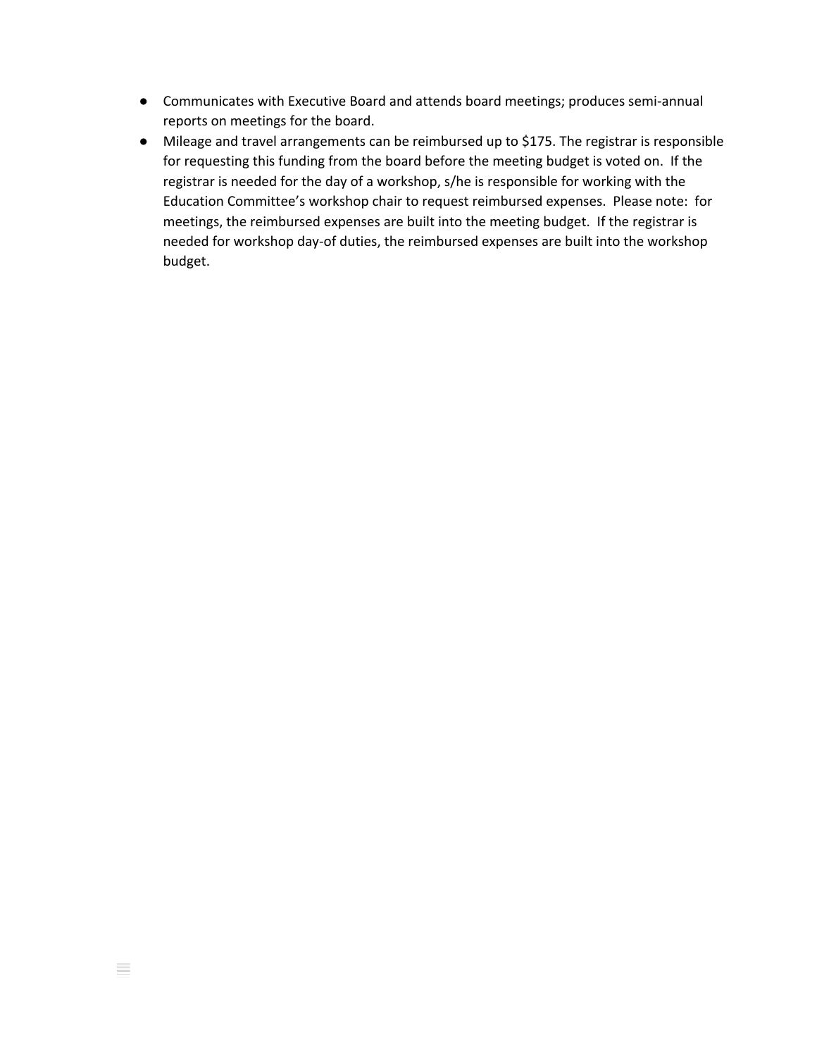- Communicates with Executive Board and attends board meetings; produces semi-annual reports on meetings for the board.
- Mileage and travel arrangements can be reimbursed up to $175. The registrar is responsible for requesting this funding from the board before the meeting budget is voted on. If the registrar is needed for the day of a workshop, s/he is responsible for working with the Education Committee's workshop chair to request reimbursed expenses. Please note: for meetings, the reimbursed expenses are built into the meeting budget. If the registrar is needed for workshop day-of duties, the reimbursed expenses are built into the workshop budget.